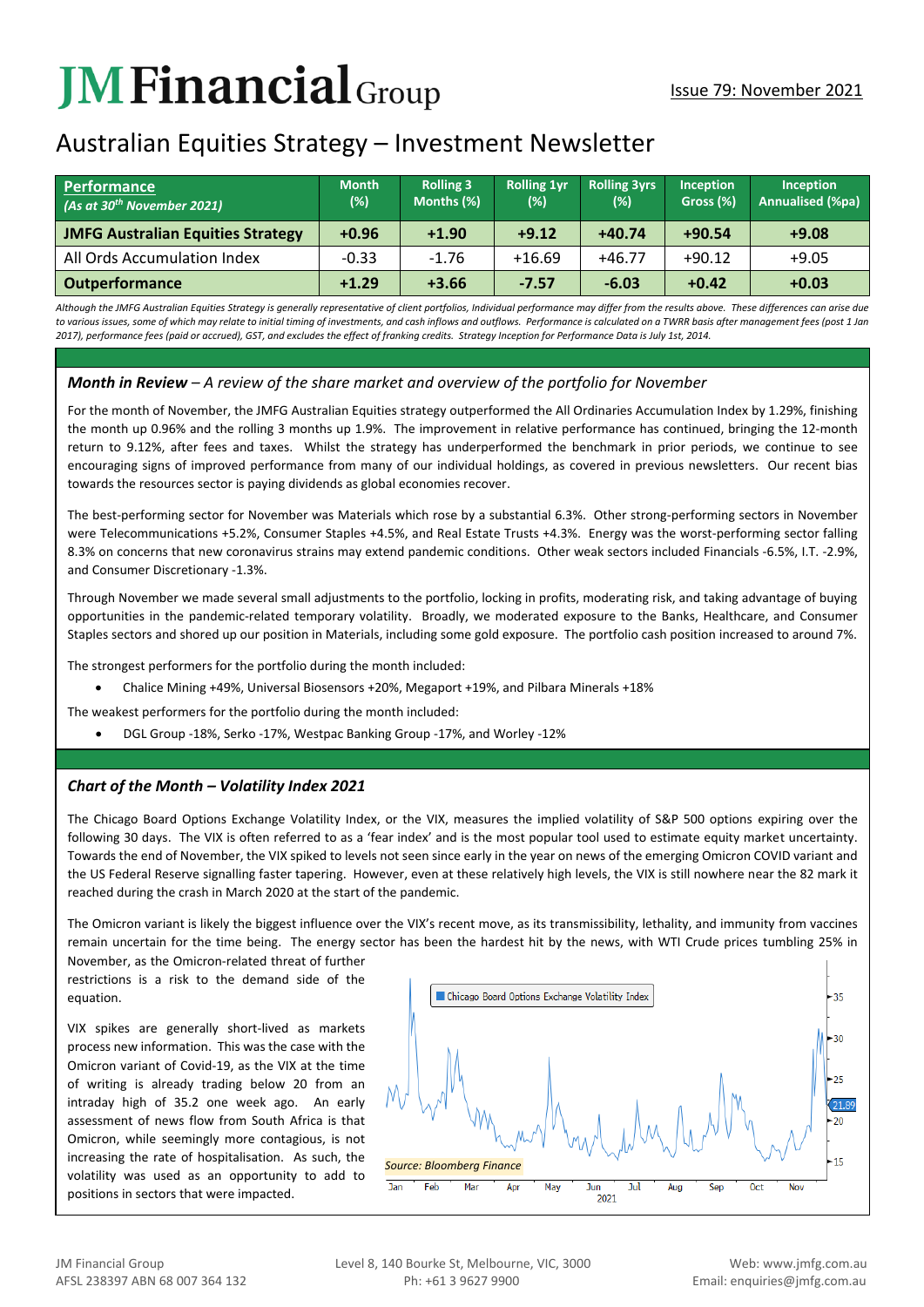# JM Financial Group

Issue 79: November 2021

## Australian Equities Strategy – Investment Newsletter

| **Performance** *(As at 30th November 2021)* | Month (%) | Rolling 3 Months (%) | Rolling 1yr (%) | Rolling 3yrs (%) | Inception Gross (%) | Inception Annualised (%pa) |
|---|---|---|---|---|---|---|
| **JMFG Australian Equities Strategy** | **+0.96** | **+1.90** | **+9.12** | **+40.74** | **+90.54** | **+9.08** |
| All Ords Accumulation Index | -0.33 | -1.76 | +16.69 | +46.77 | +90.12 | +9.05 |
| **Outperformance** | **+1.29** | **+3.66** | **-7.57** | **-6.03** | **+0.42** | **+0.03** |

*Although the JMFG Australian Equities Strategy is generally representative of client portfolios, Individual performance may differ from the results above. These differences can arise due to various issues, some of which may relate to initial timing of investments, and cash inflows and outflows. Performance is calculated on a TWRR basis after management fees (post 1 Jan 2017), performance fees (paid or accrued), GST, and excludes the effect of franking credits. Strategy Inception for Performance Data is July 1st, 2014.*

### *Month in Review – A review of the share market and overview of the portfolio for November*

For the month of November, the JMFG Australian Equities strategy outperformed the All Ordinaries Accumulation Index by 1.29%, finishing the month up 0.96% and the rolling 3 months up 1.9%. The improvement in relative performance has continued, bringing the 12-month return to 9.12%, after fees and taxes. Whilst the strategy has underperformed the benchmark in prior periods, we continue to see encouraging signs of improved performance from many of our individual holdings, as covered in previous newsletters. Our recent bias towards the resources sector is paying dividends as global economies recover.

The best-performing sector for November was Materials which rose by a substantial 6.3%. Other strong-performing sectors in November were Telecommunications +5.2%, Consumer Staples +4.5%, and Real Estate Trusts +4.3%. Energy was the worst-performing sector falling 8.3% on concerns that new coronavirus strains may extend pandemic conditions. Other weak sectors included Financials -6.5%, I.T. -2.9%, and Consumer Discretionary -1.3%.

Through November we made several small adjustments to the portfolio, locking in profits, moderating risk, and taking advantage of buying opportunities in the pandemic-related temporary volatility. Broadly, we moderated exposure to the Banks, Healthcare, and Consumer Staples sectors and shored up our position in Materials, including some gold exposure. The portfolio cash position increased to around 7%.

The strongest performers for the portfolio during the month included:

- Chalice Mining +49%, Universal Biosensors +20%, Megaport +19%, and Pilbara Minerals +18%

The weakest performers for the portfolio during the month included:

- DGL Group -18%, Serko -17%, Westpac Banking Group -17%, and Worley -12%

### *Chart of the Month – Volatility Index 2021*

The Chicago Board Options Exchange Volatility Index, or the VIX, measures the implied volatility of S&P 500 options expiring over the following 30 days. The VIX is often referred to as a 'fear index' and is the most popular tool used to estimate equity market uncertainty. Towards the end of November, the VIX spiked to levels not seen since early in the year on news of the emerging Omicron COVID variant and the US Federal Reserve signalling faster tapering. However, even at these relatively high levels, the VIX is still nowhere near the 82 mark it reached during the crash in March 2020 at the start of the pandemic.

The Omicron variant is likely the biggest influence over the VIX's recent move, as its transmissibility, lethality, and immunity from vaccines remain uncertain for the time being. The energy sector has been the hardest hit by the news, with WTI Crude prices tumbling 25% in November, as the Omicron-related threat of further restrictions is a risk to the demand side of the equation.

VIX spikes are generally short-lived as markets process new information. This was the case with the Omicron variant of Covid-19, as the VIX at the time of writing is already trading below 20 from an intraday high of 35.2 one week ago. An early assessment of news flow from South Africa is that Omicron, while seemingly more contagious, is not increasing the rate of hospitalisation. As such, the volatility was used as an opportunity to add to positions in sectors that were impacted.

Source: Bloomberg Finance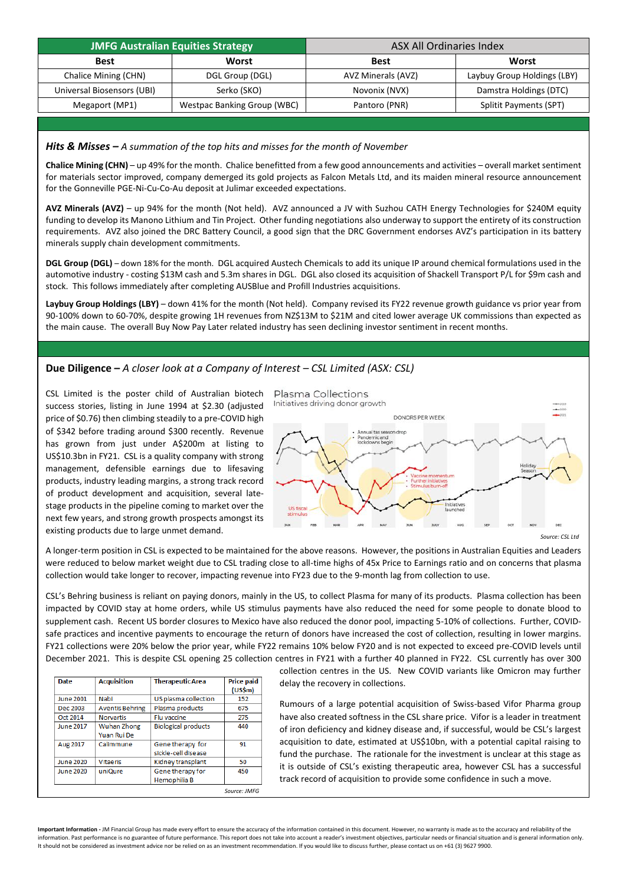| JMFG Australian Equities Strategy | | ASX All Ordinaries Index | |
|---|---|---|---|
| **Best** | **Worst** | **Best** | **Worst** |
| Chalice Mining (CHN) | DGL Group (DGL) | AVZ Minerals (AVZ) | Laybuy Group Holdings (LBY) |
| Universal Biosensors (UBI) | Serko (SKO) | Novonix (NVX) | Damstra Holdings (DTC) |
| Megaport (MP1) | Westpac Banking Group (WBC) | Pantoro (PNR) | Splitit Payments (SPT) |

### ***Hits & Misses –*** *A summation of the top hits and misses for the month of November*

**Chalice Mining (CHN)** – up 49% for the month. Chalice benefitted from a few good announcements and activities – overall market sentiment for materials sector improved, company demerged its gold projects as Falcon Metals Ltd, and its maiden mineral resource announcement for the Gonneville PGE-Ni-Cu-Co-Au deposit at Julimar exceeded expectations.

**AVZ Minerals (AVZ)** – up 94% for the month (Not held). AVZ announced a JV with Suzhou CATH Energy Technologies for $240M equity funding to develop its Manono Lithium and Tin Project. Other funding negotiations also underway to support the entirety of its construction requirements. AVZ also joined the DRC Battery Council, a good sign that the DRC Government endorses AVZ's participation in its battery minerals supply chain development commitments.

**DGL Group (DGL)** – down 18% for the month. DGL acquired Austech Chemicals to add its unique IP around chemical formulations used in the automotive industry - costing $13M cash and 5.3m shares in DGL. DGL also closed its acquisition of Shackell Transport P/L for $9m cash and stock. This follows immediately after completing AUSBlue and Profill Industries acquisitions.

**Laybuy Group Holdings (LBY)** – down 41% for the month (Not held). Company revised its FY22 revenue growth guidance vs prior year from 90-100% down to 60-70%, despite growing 1H revenues from NZ$13M to $21M and cited lower average UK commissions than expected as the main cause. The overall Buy Now Pay Later related industry has seen declining investor sentiment in recent months.

### **Due Diligence –** *A closer look at a Company of Interest – CSL Limited (ASX: CSL)*

CSL Limited is the poster child of Australian biotech success stories, listing in June 1994 at $2.30 (adjusted price of $0.76) then climbing steadily to a pre-COVID high of $342 before trading around $300 recently. Revenue has grown from just under A$200m at listing to US$10.3bn in FY21. CSL is a quality company with strong management, defensible earnings due to lifesaving products, industry leading margins, a strong track record of product development and acquisition, several late-stage products in the pipeline coming to market over the next few years, and strong growth prospects amongst its existing products due to large unmet demand.

Plasma Collections
Initiatives driving donor growth
DONORS PER WEEK
2019
2020
2021
Annual tax season drop
Pandemic and lockdowns begin
Vaccine momentum
Further initiatives
Stimulus burn-off
Holiday Season
US fiscal stimulus
Initiatives launched
JAN FEB MAR APR MAY JUN JULY AUG SEP OCT NOV DEC

*Source: CSL Ltd*

A longer-term position in CSL is expected to be maintained for the above reasons. However, the positions in Australian Equities and Leaders were reduced to below market weight due to CSL trading close to all-time highs of 45x Price to Earnings ratio and on concerns that plasma collection would take longer to recover, impacting revenue into FY23 due to the 9-month lag from collection to use.

CSL's Behring business is reliant on paying donors, mainly in the US, to collect Plasma for many of its products. Plasma collection has been impacted by COVID stay at home orders, while US stimulus payments have also reduced the need for some people to donate blood to supplement cash. Recent US border closures to Mexico have also reduced the donor pool, impacting 5-10% of collections. Further, COVID-safe practices and incentive payments to encourage the return of donors have increased the cost of collection, resulting in lower margins. FY21 collections were 20% below the prior year, while FY22 remains 10% below FY20 and is not expected to exceed pre-COVID levels until December 2021. This is despite CSL opening 25 collection centres in FY21 with a further 40 planned in FY22. CSL currently has over 300 collection centres in the US. New COVID variants like Omicron may further delay the recovery in collections.

| Date | Acquisition | Therapeutic Area | Price paid (US$m) |
|---|---|---|---|
| June 2001 | Nabi | US plasma collection | 152 |
| Dec 2003 | Aventis Behring | Plasma products | 675 |
| Oct 2014 | Norvartis | Flu vaccine | 275 |
| June 2017 | Wuhan Zhong Yuan Rui De | Biological products | 440 |
| Aug 2017 | Calimmune | Gene therapy for sickle-cell disease | 91 |
| June 2020 | Vitaeris | Kidney transplant | 50 |
| June 2020 | uniQure | Gene therapy for Hemophilia B | 450 |

*Source: JMFG*

Rumours of a large potential acquisition of Swiss-based Vifor Pharma group have also created softness in the CSL share price. Vifor is a leader in treatment of iron deficiency and kidney disease and, if successful, would be CSL's largest acquisition to date, estimated at US$10bn, with a potential capital raising to fund the purchase. The rationale for the investment is unclear at this stage as it is outside of CSL's existing therapeutic area, however CSL has a successful track record of acquisition to provide some confidence in such a move.

**Important Information -** JM Financial Group has made every effort to ensure the accuracy of the information contained in this document. However, no warranty is made as to the accuracy and reliability of the information. Past performance is no guarantee of future performance. This report does not take into account a reader's investment objectives, particular needs or financial situation and is general information only. It should not be considered as investment advice nor be relied on as an investment recommendation. If you would like to discuss further, please contact us on +61 (3) 9627 9900.